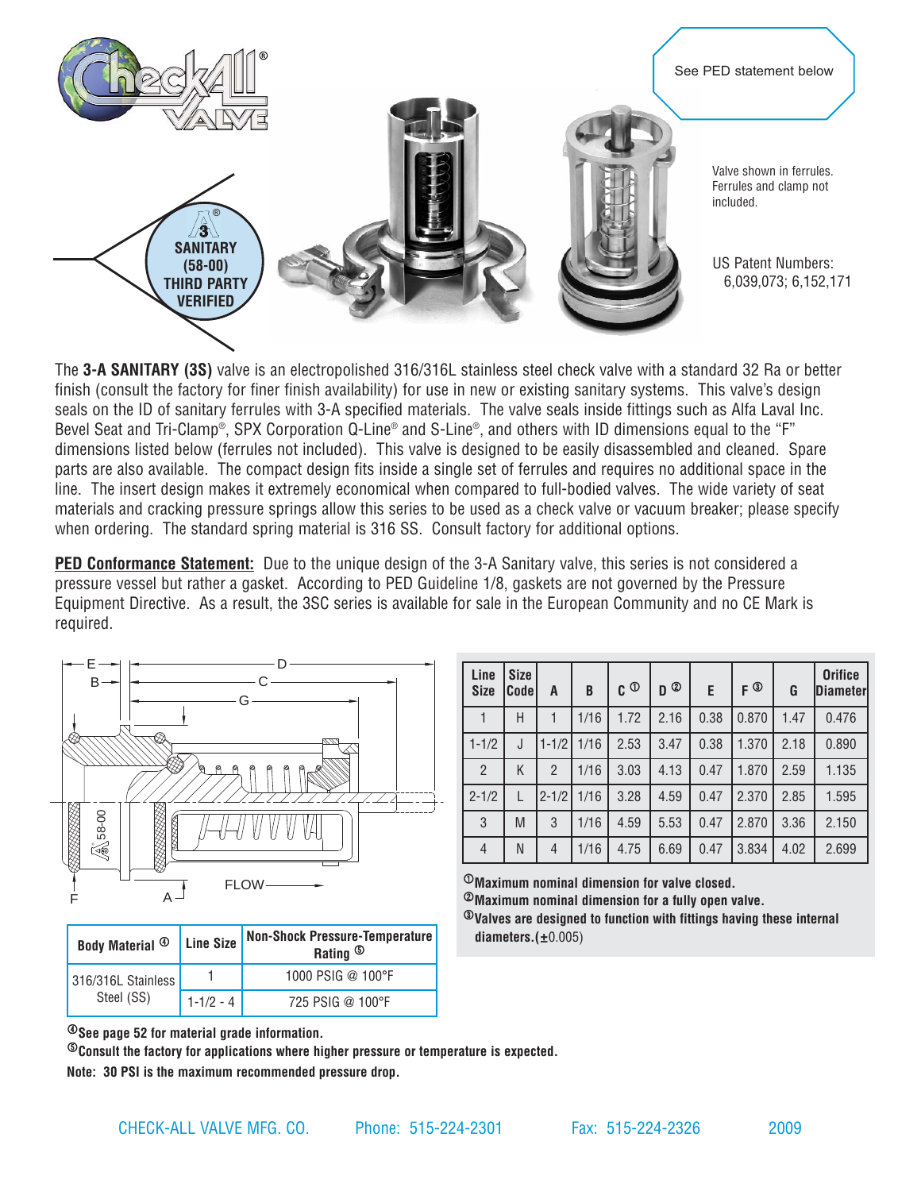See PED statement below

3-A SANITARY (58-00) THIRD PARTY VERIFIED

Valve shown in ferrules. Ferrules and clamp not included.

US Patent Numbers: 6,039,073; 6,152,171

The **3-A SANITARY (3S)** valve is an electropolished 316/316L stainless steel check valve with a standard 32 Ra or better finish (consult the factory for finer finish availability) for use in new or existing sanitary systems. This valve's design seals on the ID of sanitary ferrules with 3-A specified materials. The valve seals inside fittings such as Alfa Laval Inc. Bevel Seat and Tri-Clamp®, SPX Corporation Q-Line® and S-Line®, and others with ID dimensions equal to the "F" dimensions listed below (ferrules not included). This valve is designed to be easily disassembled and cleaned. Spare parts are also available. The compact design fits inside a single set of ferrules and requires no additional space in the line. The insert design makes it extremely economical when compared to full-bodied valves. The wide variety of seat materials and cracking pressure springs allow this series to be used as a check valve or vacuum breaker; please specify when ordering. The standard spring material is 316 SS. Consult factory for additional options.

**PED Conformance Statement:** Due to the unique design of the 3-A Sanitary valve, this series is not considered a pressure vessel but rather a gasket. According to PED Guideline 1/8, gaskets are not governed by the Pressure Equipment Directive. As a result, the 3SC series is available for sale in the European Community and no CE Mark is required.

| Line Size | Size Code | A | B | C [1] | D [2] | E | F [3] | G | Orifice Diameter |
|---|---|---|---|---|---|---|---|---|---|
| 1 | H | 1 | 1/16 | 1.72 | 2.16 | 0.38 | 0.870 | 1.47 | 0.476 |
| 1-1/2 | J | 1-1/2 | 1/16 | 2.53 | 3.47 | 0.38 | 1.370 | 2.18 | 0.890 |
| 2 | K | 2 | 1/16 | 3.03 | 4.13 | 0.47 | 1.870 | 2.59 | 1.135 |
| 2-1/2 | L | 2-1/2 | 1/16 | 3.28 | 4.59 | 0.47 | 2.370 | 2.85 | 1.595 |
| 3 | M | 3 | 1/16 | 4.59 | 5.53 | 0.47 | 2.870 | 3.36 | 2.150 |
| 4 | N | 4 | 1/16 | 4.75 | 6.69 | 0.47 | 3.834 | 4.02 | 2.699 |

[1] **Maximum nominal dimension for valve closed.**
[2] **Maximum nominal dimension for a fully open valve.**
[3] **Valves are designed to function with fittings having these internal diameters.** (±0.005)

| Body Material [4] | Line Size | Non-Shock Pressure-Temperature Rating [5] |
|---|---|---|
| 316/316L Stainless Steel (SS) | 1 | 1000 PSIG @ 100°F |
| | 1-1/2 - 4 | 725 PSIG @ 100°F |

[4] **See page 52 for material grade information.**
[5] **Consult the factory for applications where higher pressure or temperature is expected.**

**Note: 30 PSI is the maximum recommended pressure drop.**

CHECK-ALL VALVE MFG. CO. Phone: 515-224-2301 Fax: 515-224-2326 2009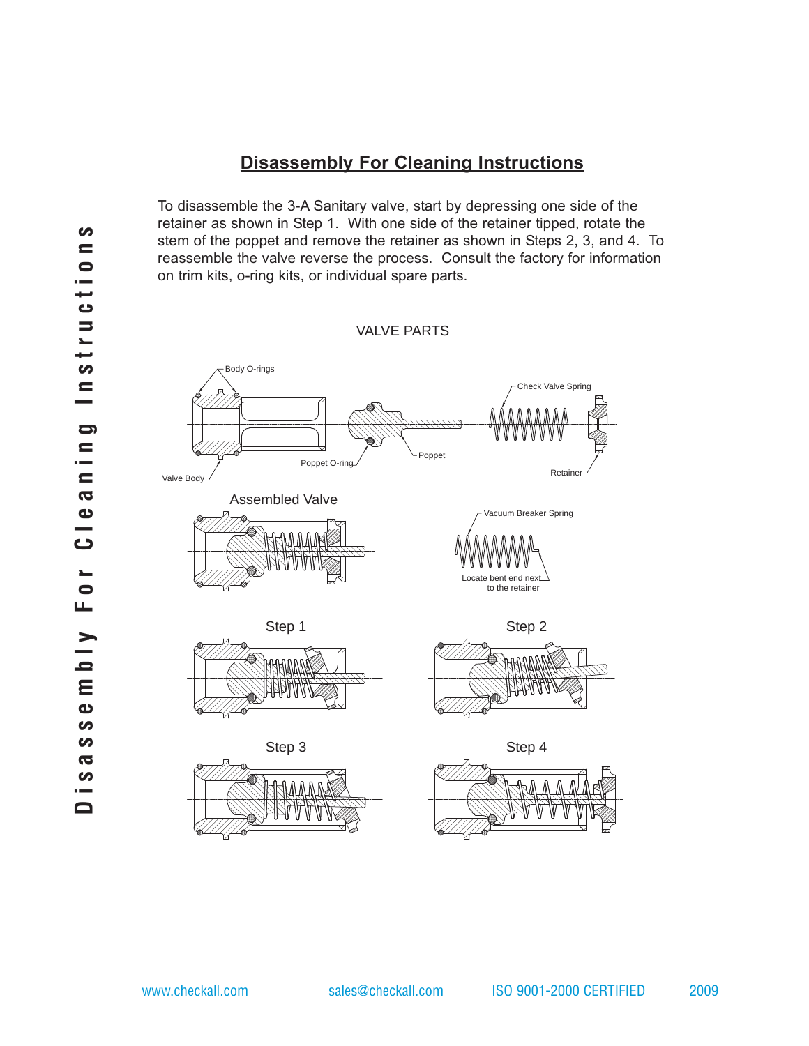# Disassembly For Cleaning Instructions

To disassemble the 3-A Sanitary valve, start by depressing one side of the retainer as shown in Step 1. With one side of the retainer tipped, rotate the stem of the poppet and remove the retainer as shown in Steps 2, 3, and 4. To reassemble the valve reverse the process. Consult the factory for information on trim kits, o-ring kits, or individual spare parts.

VALVE PARTS

Body O-rings

Check Valve Spring

Poppet O-ring

Poppet

Retainer

Valve Body

Assembled Valve

Vacuum Breaker Spring

Locate bent end next to the retainer

Step 1

Step 2

Step 3

Step 4

www.checkall.com sales@checkall.com ISO 9001-2000 CERTIFIED 2009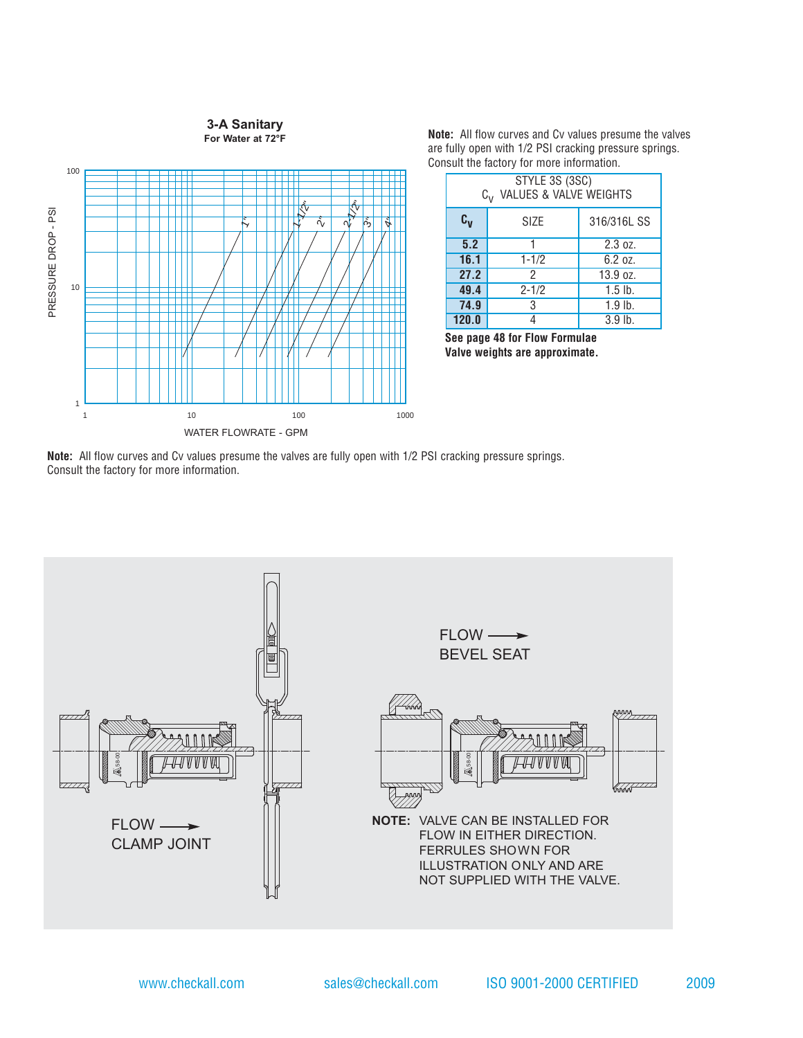## 3-A Sanitary

**For Water at 72°F**

PRESSURE DROP - PSI

1" 1-1/2" 2" 2-1/2" 3" 4"

WATER FLOWRATE - GPM

**Note:** All flow curves and Cv values presume the valves are fully open with 1/2 PSI cracking pressure springs. Consult the factory for more information.

| STYLE 3S (3SC) $C_V$ VALUES & VALVE WEIGHTS | | |
|---|---|---|
| $C_V$ | SIZE | 316/316L SS |
| **5.2** | 1 | 2.3 oz. |
| **16.1** | 1-1/2 | 6.2 oz. |
| **27.2** | 2 | 13.9 oz. |
| **49.4** | 2-1/2 | 1.5 lb. |
| **74.9** | 3 | 1.9 lb. |
| **120.0** | 4 | 3.9 lb. |

**See page 48 for Flow Formulae**
**Valve weights are approximate.**

**Note:** All flow curves and Cv values presume the valves are fully open with 1/2 PSI cracking pressure springs. Consult the factory for more information.

FLOW →
CLAMP JOINT

FLOW →
BEVEL SEAT

**NOTE:** VALVE CAN BE INSTALLED FOR FLOW IN EITHER DIRECTION. FERRULES SHOWN FOR ILLUSTRATION ONLY AND ARE NOT SUPPLIED WITH THE VALVE.

www.checkall.com sales@checkall.com ISO 9001-2000 CERTIFIED 2009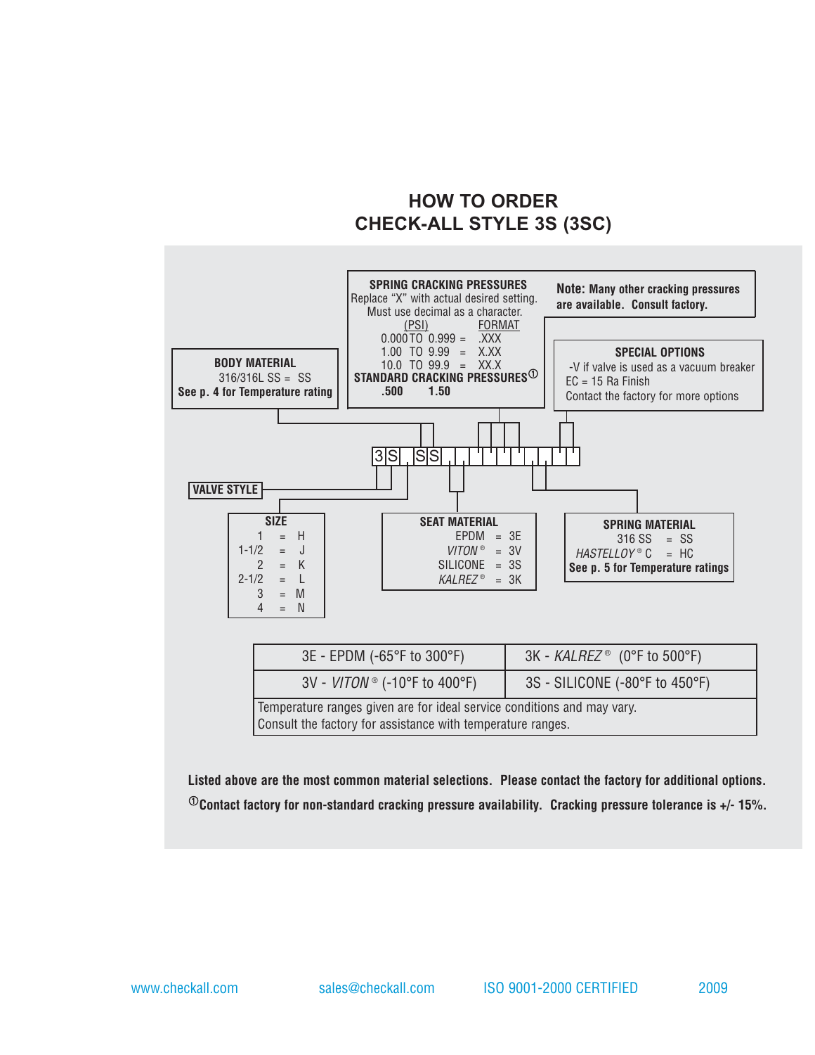# HOW TO ORDER
# CHECK-ALL STYLE 3S (3SC)

**SPRING CRACKING PRESSURES**
Replace "X" with actual desired setting.
Must use decimal as a character.

| (PSI) | FORMAT |
|---|---|
| 0.000 TO 0.999 = | .XXX |
| 1.00 TO 9.99 = | X.XX |
| 10.0 TO 99.9 = | XX.X |

**STANDARD CRACKING PRESSURES**[1]
**.500 1.50**

**Note: Many other cracking pressures are available. Consult factory.**

**BODY MATERIAL**
316/316L SS = SS
**See p. 4 for Temperature rating**

**SPECIAL OPTIONS**
-V if valve is used as a vacuum breaker
EC = 15 Ra Finish
Contact the factory for more options

3 S _ S S _ _ _ _ _ _ _ _ _ _

**VALVE STYLE**

**SIZE**
1 = H
1-1/2 = J
2 = K
2-1/2 = L
3 = M
4 = N

**SEAT MATERIAL**
EPDM = 3E
*VITON*® = 3V
SILICONE = 3S
*KALREZ*® = 3K

**SPRING MATERIAL**
316 SS = SS
*HASTELLOY*® C = HC
**See p. 5 for Temperature ratings**

| | |
|---|---|
| 3E - EPDM (-65°F to 300°F) | 3K - *KALREZ*® (0°F to 500°F) |
| 3V - *VITON*® (-10°F to 400°F) | 3S - SILICONE (-80°F to 450°F) |
| Temperature ranges given are for ideal service conditions and may vary. Consult the factory for assistance with temperature ranges. | |

**Listed above are the most common material selections. Please contact the factory for additional options.**

**[1]Contact factory for non-standard cracking pressure availability. Cracking pressure tolerance is +/- 15%.**

www.checkall.com sales@checkall.com ISO 9001-2000 CERTIFIED 2009